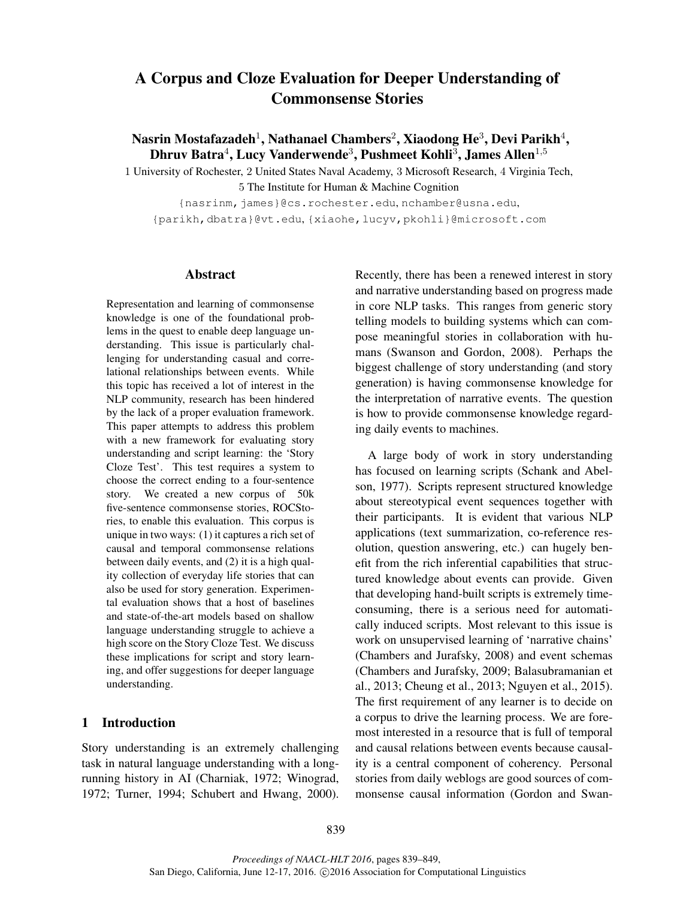# A Corpus and Cloze Evaluation for Deeper Understanding of Commonsense Stories

**Nasrin Mostafazadeh**[1], **Nathanael Chambers**[2], **Xiaodong He**[3], **Devi Parikh**[4], **Dhruv Batra**[4], **Lucy Vanderwende**[3], **Pushmeet Kohli**[3], **James Allen**[1,5]

1 University of Rochester, 2 United States Naval Academy, 3 Microsoft Research, 4 Virginia Tech,
5 The Institute for Human & Machine Cognition

{nasrinm,james}@cs.rochester.edu, nchamber@usna.edu,
{parikh,dbatra}@vt.edu, {xiaohe,lucyv,pkohli}@microsoft.com

## Abstract

Representation and learning of commonsense knowledge is one of the foundational problems in the quest to enable deep language understanding. This issue is particularly challenging for understanding casual and correlational relationships between events. While this topic has received a lot of interest in the NLP community, research has been hindered by the lack of a proper evaluation framework. This paper attempts to address this problem with a new framework for evaluating story understanding and script learning: the 'Story Cloze Test'. This test requires a system to choose the correct ending to a four-sentence story. We created a new corpus of 50k five-sentence commonsense stories, ROCStories, to enable this evaluation. This corpus is unique in two ways: (1) it captures a rich set of causal and temporal commonsense relations between daily events, and (2) it is a high quality collection of everyday life stories that can also be used for story generation. Experimental evaluation shows that a host of baselines and state-of-the-art models based on shallow language understanding struggle to achieve a high score on the Story Cloze Test. We discuss these implications for script and story learning, and offer suggestions for deeper language understanding.

## 1 Introduction

Story understanding is an extremely challenging task in natural language understanding with a long-running history in AI (Charniak, 1972; Winograd, 1972; Turner, 1994; Schubert and Hwang, 2000). Recently, there has been a renewed interest in story and narrative understanding based on progress made in core NLP tasks. This ranges from generic story telling models to building systems which can compose meaningful stories in collaboration with humans (Swanson and Gordon, 2008). Perhaps the biggest challenge of story understanding (and story generation) is having commonsense knowledge for the interpretation of narrative events. The question is how to provide commonsense knowledge regarding daily events to machines.

A large body of work in story understanding has focused on learning scripts (Schank and Abelson, 1977). Scripts represent structured knowledge about stereotypical event sequences together with their participants. It is evident that various NLP applications (text summarization, co-reference resolution, question answering, etc.) can hugely benefit from the rich inferential capabilities that structured knowledge about events can provide. Given that developing hand-built scripts is extremely time-consuming, there is a serious need for automatically induced scripts. Most relevant to this issue is work on unsupervised learning of 'narrative chains' (Chambers and Jurafsky, 2008) and event schemas (Chambers and Jurafsky, 2009; Balasubramanian et al., 2013; Cheung et al., 2013; Nguyen et al., 2015). The first requirement of any learner is to decide on a corpus to drive the learning process. We are foremost interested in a resource that is full of temporal and causal relations between events because causality is a central component of coherency. Personal stories from daily weblogs are good sources of commonsense causal information (Gordon and Swan-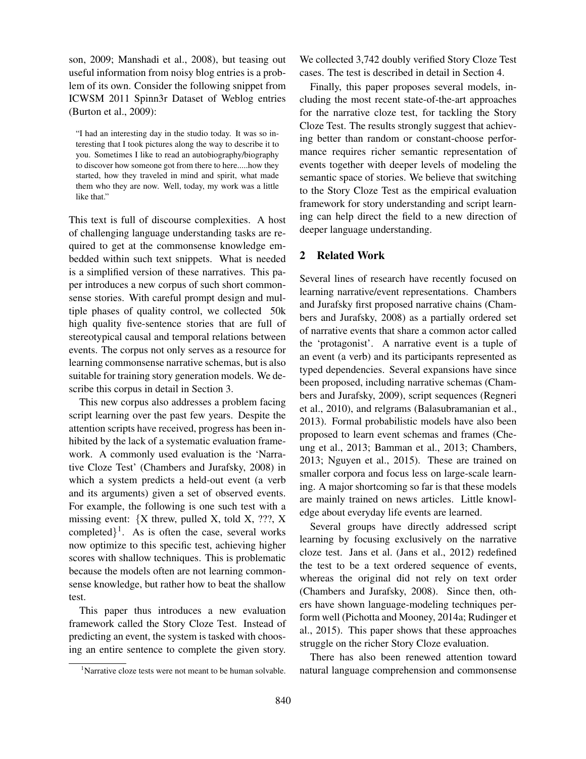son, 2009; Manshadi et al., 2008), but teasing out useful information from noisy blog entries is a problem of its own. Consider the following snippet from ICWSM 2011 Spinn3r Dataset of Weblog entries (Burton et al., 2009):

> "I had an interesting day in the studio today. It was so interesting that I took pictures along the way to describe it to you. Sometimes I like to read an autobiography/biography to discover how someone got from there to here.....how they started, how they traveled in mind and spirit, what made them who they are now. Well, today, my work was a little like that."

This text is full of discourse complexities. A host of challenging language understanding tasks are required to get at the commonsense knowledge embedded within such text snippets. What is needed is a simplified version of these narratives. This paper introduces a new corpus of such short commonsense stories. With careful prompt design and multiple phases of quality control, we collected 50k high quality five-sentence stories that are full of stereotypical causal and temporal relations between events. The corpus not only serves as a resource for learning commonsense narrative schemas, but is also suitable for training story generation models. We describe this corpus in detail in Section 3.

This new corpus also addresses a problem facing script learning over the past few years. Despite the attention scripts have received, progress has been inhibited by the lack of a systematic evaluation framework. A commonly used evaluation is the 'Narrative Cloze Test' (Chambers and Jurafsky, 2008) in which a system predicts a held-out event (a verb and its arguments) given a set of observed events. For example, the following is one such test with a missing event: {X threw, pulled X, told X, ???, X completed}[1]. As is often the case, several works now optimize to this specific test, achieving higher scores with shallow techniques. This is problematic because the models often are not learning commonsense knowledge, but rather how to beat the shallow test.

This paper thus introduces a new evaluation framework called the Story Cloze Test. Instead of predicting an event, the system is tasked with choosing an entire sentence to complete the given story. We collected 3,742 doubly verified Story Cloze Test cases. The test is described in detail in Section 4.

Finally, this paper proposes several models, including the most recent state-of-the-art approaches for the narrative cloze test, for tackling the Story Cloze Test. The results strongly suggest that achieving better than random or constant-choose performance requires richer semantic representation of events together with deeper levels of modeling the semantic space of stories. We believe that switching to the Story Cloze Test as the empirical evaluation framework for story understanding and script learning can help direct the field to a new direction of deeper language understanding.

## 2 Related Work

Several lines of research have recently focused on learning narrative/event representations. Chambers and Jurafsky first proposed narrative chains (Chambers and Jurafsky, 2008) as a partially ordered set of narrative events that share a common actor called the 'protagonist'. A narrative event is a tuple of an event (a verb) and its participants represented as typed dependencies. Several expansions have since been proposed, including narrative schemas (Chambers and Jurafsky, 2009), script sequences (Regneri et al., 2010), and relgrams (Balasubramanian et al., 2013). Formal probabilistic models have also been proposed to learn event schemas and frames (Cheung et al., 2013; Bamman et al., 2013; Chambers, 2013; Nguyen et al., 2015). These are trained on smaller corpora and focus less on large-scale learning. A major shortcoming so far is that these models are mainly trained on news articles. Little knowledge about everyday life events are learned.

Several groups have directly addressed script learning by focusing exclusively on the narrative cloze test. Jans et al. (Jans et al., 2012) redefined the test to be a text ordered sequence of events, whereas the original did not rely on text order (Chambers and Jurafsky, 2008). Since then, others have shown language-modeling techniques perform well (Pichotta and Mooney, 2014a; Rudinger et al., 2015). This paper shows that these approaches struggle on the richer Story Cloze evaluation.

There has also been renewed attention toward natural language comprehension and commonsense

[1] Narrative cloze tests were not meant to be human solvable.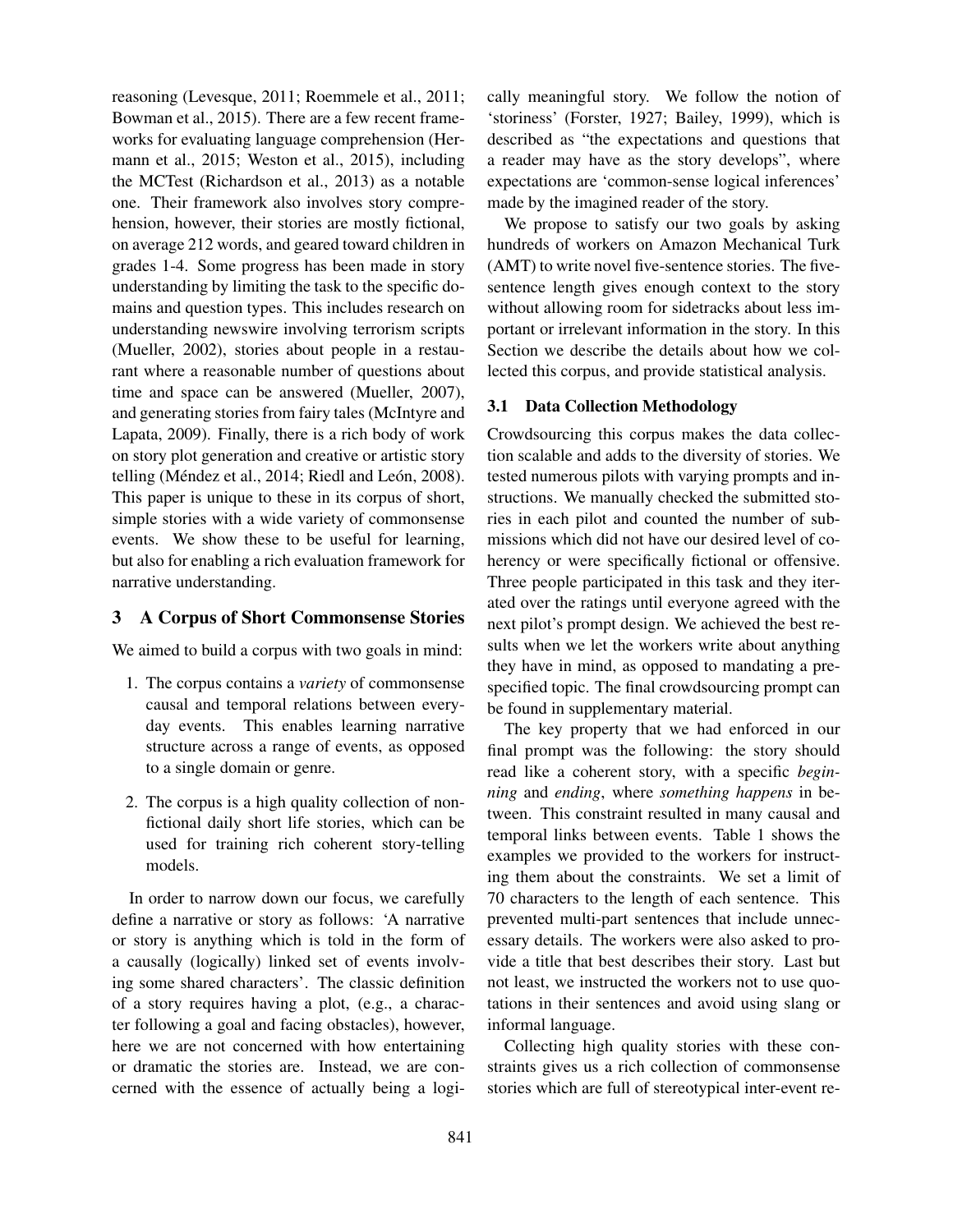reasoning (Levesque, 2011; Roemmele et al., 2011; Bowman et al., 2015). There are a few recent frameworks for evaluating language comprehension (Hermann et al., 2015; Weston et al., 2015), including the MCTest (Richardson et al., 2013) as a notable one. Their framework also involves story comprehension, however, their stories are mostly fictional, on average 212 words, and geared toward children in grades 1-4. Some progress has been made in story understanding by limiting the task to the specific domains and question types. This includes research on understanding newswire involving terrorism scripts (Mueller, 2002), stories about people in a restaurant where a reasonable number of questions about time and space can be answered (Mueller, 2007), and generating stories from fairy tales (McIntyre and Lapata, 2009). Finally, there is a rich body of work on story plot generation and creative or artistic story telling (Méndez et al., 2014; Riedl and León, 2008). This paper is unique to these in its corpus of short, simple stories with a wide variety of commonsense events. We show these to be useful for learning, but also for enabling a rich evaluation framework for narrative understanding.

## 3 A Corpus of Short Commonsense Stories

We aimed to build a corpus with two goals in mind:

1. The corpus contains a *variety* of commonsense causal and temporal relations between everyday events. This enables learning narrative structure across a range of events, as opposed to a single domain or genre.
2. The corpus is a high quality collection of nonfictional daily short life stories, which can be used for training rich coherent story-telling models.

In order to narrow down our focus, we carefully define a narrative or story as follows: 'A narrative or story is anything which is told in the form of a causally (logically) linked set of events involving some shared characters'. The classic definition of a story requires having a plot, (e.g., a character following a goal and facing obstacles), however, here we are not concerned with how entertaining or dramatic the stories are. Instead, we are concerned with the essence of actually being a logically meaningful story. We follow the notion of 'storiness' (Forster, 1927; Bailey, 1999), which is described as "the expectations and questions that a reader may have as the story develops", where expectations are 'common-sense logical inferences' made by the imagined reader of the story.

We propose to satisfy our two goals by asking hundreds of workers on Amazon Mechanical Turk (AMT) to write novel five-sentence stories. The five-sentence length gives enough context to the story without allowing room for sidetracks about less important or irrelevant information in the story. In this Section we describe the details about how we collected this corpus, and provide statistical analysis.

### 3.1 Data Collection Methodology

Crowdsourcing this corpus makes the data collection scalable and adds to the diversity of stories. We tested numerous pilots with varying prompts and instructions. We manually checked the submitted stories in each pilot and counted the number of submissions which did not have our desired level of coherency or were specifically fictional or offensive. Three people participated in this task and they iterated over the ratings until everyone agreed with the next pilot's prompt design. We achieved the best results when we let the workers write about anything they have in mind, as opposed to mandating a prespecified topic. The final crowdsourcing prompt can be found in supplementary material.

The key property that we had enforced in our final prompt was the following: the story should read like a coherent story, with a specific *beginning* and *ending*, where *something happens* in between. This constraint resulted in many causal and temporal links between events. Table 1 shows the examples we provided to the workers for instructing them about the constraints. We set a limit of 70 characters to the length of each sentence. This prevented multi-part sentences that include unnecessary details. The workers were also asked to provide a title that best describes their story. Last but not least, we instructed the workers not to use quotations in their sentences and avoid using slang or informal language.

Collecting high quality stories with these constraints gives us a rich collection of commonsense stories which are full of stereotypical inter-event re-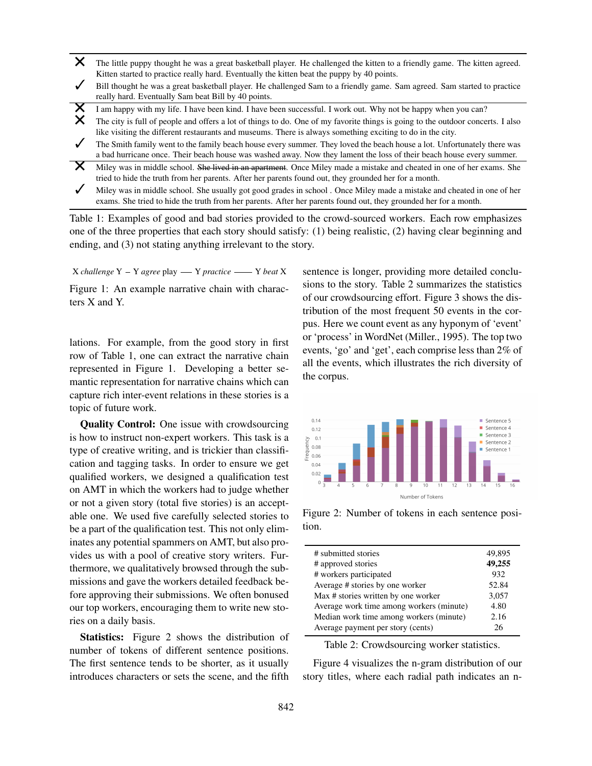| | |
|---|---|
| ✗ | The little puppy thought he was a great basketball player. He challenged the kitten to a friendly game. The kitten agreed. Kitten started to practice really hard. Eventually the kitten beat the puppy by 40 points. |
| ✓ | Bill thought he was a great basketball player. He challenged Sam to a friendly game. Sam agreed. Sam started to practice really hard. Eventually Sam beat Bill by 40 points. |
| ✗ | I am happy with my life. I have been kind. I have been successful. I work out. Why not be happy when you can? |
| ✗ | The city is full of people and offers a lot of things to do. One of my favorite things is going to the outdoor concerts. I also like visiting the different restaurants and museums. There is always something exciting to do in the city. |
| ✓ | The Smith family went to the family beach house every summer. They loved the beach house a lot. Unfortunately there was a bad hurricane once. Their beach house was washed away. Now they lament the loss of their beach house every summer. |
| ✗ | Miley was in middle school. ~~She lived in an apartment.~~ Once Miley made a mistake and cheated in one of her exams. She tried to hide the truth from her parents. After her parents found out, they grounded her for a month. |
| ✓ | Miley was in middle school. She usually got good grades in school . Once Miley made a mistake and cheated in one of her exams. She tried to hide the truth from her parents. After her parents found out, they grounded her for a month. |

Table 1: Examples of good and bad stories provided to the crowd-sourced workers. Each row emphasizes one of the three properties that each story should satisfy: (1) being realistic, (2) having clear beginning and ending, and (3) not stating anything irrelevant to the story.

X *challenge* Y – Y *agree* play — Y *practice* —— Y *beat* X

Figure 1: An example narrative chain with characters X and Y.

lations. For example, from the good story in first row of Table 1, one can extract the narrative chain represented in Figure 1. Developing a better semantic representation for narrative chains which can capture rich inter-event relations in these stories is a topic of future work.

**Quality Control:** One issue with crowdsourcing is how to instruct non-expert workers. This task is a type of creative writing, and is trickier than classification and tagging tasks. In order to ensure we get qualified workers, we designed a qualification test on AMT in which the workers had to judge whether or not a given story (total five stories) is an acceptable one. We used five carefully selected stories to be a part of the qualification test. This not only eliminates any potential spammers on AMT, but also provides us with a pool of creative story writers. Furthermore, we qualitatively browsed through the submissions and gave the workers detailed feedback before approving their submissions. We often bonused our top workers, encouraging them to write new stories on a daily basis.

**Statistics:** Figure 2 shows the distribution of number of tokens of different sentence positions. The first sentence tends to be shorter, as it usually introduces characters or sets the scene, and the fifth sentence is longer, providing more detailed conclusions to the story. Table 2 summarizes the statistics of our crowdsourcing effort. Figure 3 shows the distribution of the most frequent 50 events in the corpus. Here we count event as any hyponym of 'event' or 'process' in WordNet (Miller., 1995). The top two events, 'go' and 'get', each comprise less than 2% of all the events, which illustrates the rich diversity of the corpus.

Figure 2: Number of tokens in each sentence position.

| | |
|---|---|
| # submitted stories | 49,895 |
| # approved stories | **49,255** |
| # workers participated | 932 |
| Average # stories by one worker | 52.84 |
| Max # stories written by one worker | 3,057 |
| Average work time among workers (minute) | 4.80 |
| Median work time among workers (minute) | 2.16 |
| Average payment per story (cents) | 26 |

Table 2: Crowdsourcing worker statistics.

Figure 4 visualizes the n-gram distribution of our story titles, where each radial path indicates an n-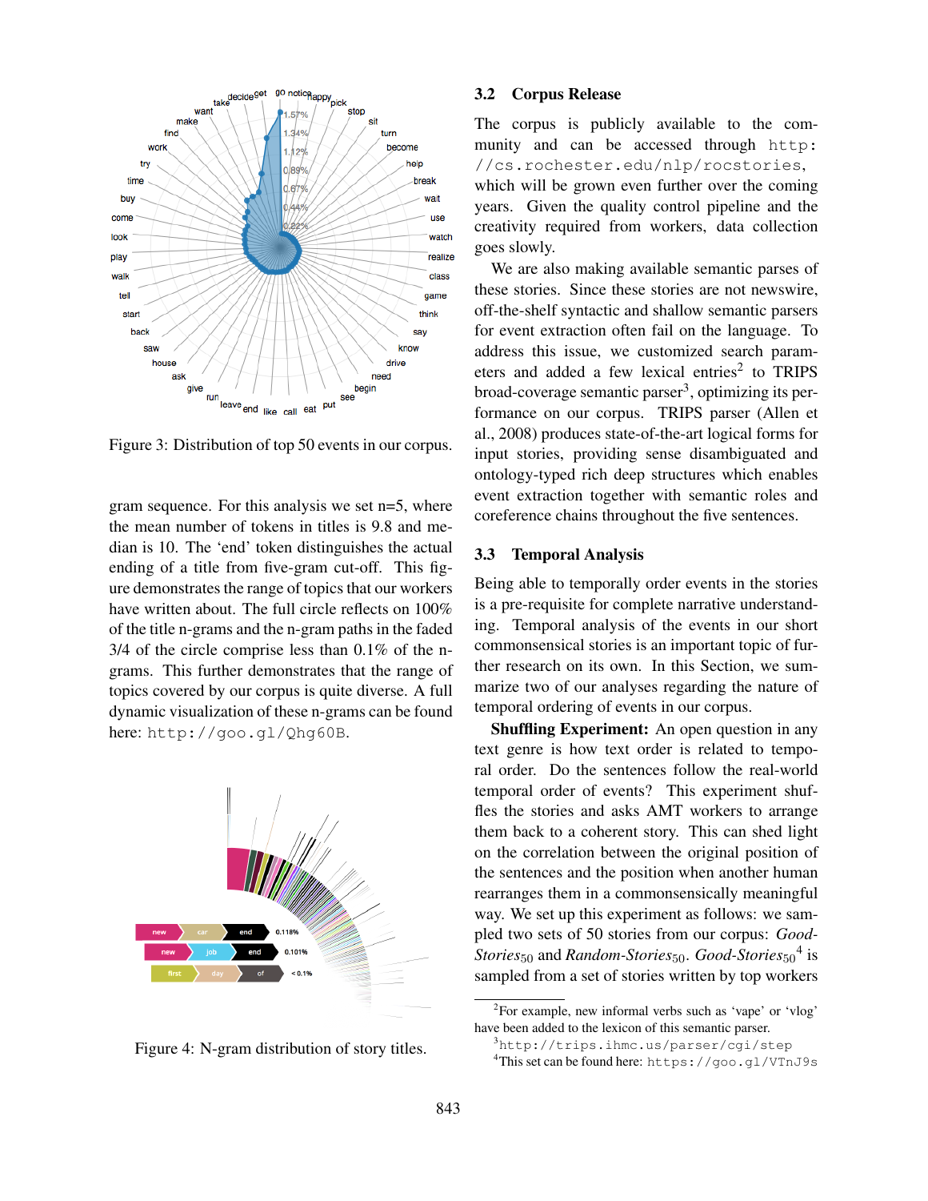Figure 3: Distribution of top 50 events in our corpus.

gram sequence. For this analysis we set n=5, where the mean number of tokens in titles is 9.8 and median is 10. The 'end' token distinguishes the actual ending of a title from five-gram cut-off. This figure demonstrates the range of topics that our workers have written about. The full circle reflects on 100% of the title n-grams and the n-gram paths in the faded 3/4 of the circle comprise less than 0.1% of the n-grams. This further demonstrates that the range of topics covered by our corpus is quite diverse. A full dynamic visualization of these n-grams can be found here: http://goo.gl/Qhg60B.

Figure 4: N-gram distribution of story titles.

### 3.2 Corpus Release

The corpus is publicly available to the community and can be accessed through http://cs.rochester.edu/nlp/rocstories, which will be grown even further over the coming years. Given the quality control pipeline and the creativity required from workers, data collection goes slowly.

We are also making available semantic parses of these stories. Since these stories are not newswire, off-the-shelf syntactic and shallow semantic parsers for event extraction often fail on the language. To address this issue, we customized search parameters and added a few lexical entries[2] to TRIPS broad-coverage semantic parser[3], optimizing its performance on our corpus. TRIPS parser (Allen et al., 2008) produces state-of-the-art logical forms for input stories, providing sense disambiguated and ontology-typed rich deep structures which enables event extraction together with semantic roles and coreference chains throughout the five sentences.

### 3.3 Temporal Analysis

Being able to temporally order events in the stories is a pre-requisite for complete narrative understanding. Temporal analysis of the events in our short commonsensical stories is an important topic of further research on its own. In this Section, we summarize two of our analyses regarding the nature of temporal ordering of events in our corpus.

**Shuffling Experiment:** An open question in any text genre is how text order is related to temporal order. Do the sentences follow the real-world temporal order of events? This experiment shuffles the stories and asks AMT workers to arrange them back to a coherent story. This can shed light on the correlation between the original position of the sentences and the position when another human rearranges them in a commonsensically meaningful way. We set up this experiment as follows: we sampled two sets of 50 stories from our corpus: *Good-Stories*$_{50}$ and *Random-Stories*$_{50}$. *Good-Stories*$_{50}$[4] is sampled from a set of stories written by top workers

[2] For example, new informal verbs such as 'vape' or 'vlog' have been added to the lexicon of this semantic parser.

[3] http://trips.ihmc.us/parser/cgi/step

[4] This set can be found here: https://goo.gl/VTnJ9s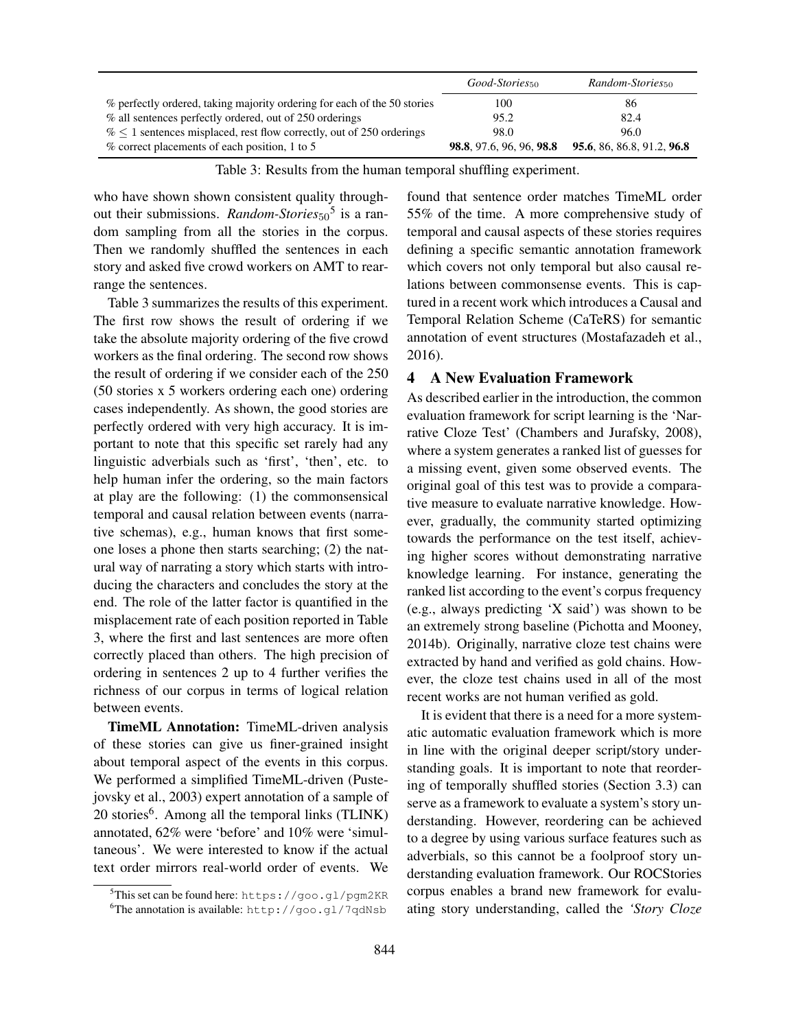| | *Good-Stories*$_{50}$ | *Random-Stories*$_{50}$ |
|---|---|---|
| % perfectly ordered, taking majority ordering for each of the 50 stories | 100 | 86 |
| % all sentences perfectly ordered, out of 250 orderings | 95.2 | 82.4 |
| % $\leq$ 1 sentences misplaced, rest flow correctly, out of 250 orderings | 98.0 | 96.0 |
| % correct placements of each position, 1 to 5 | **98.8**, 97.6, 96, 96, **98.8** | **95.6**, 86, 86.8, 91.2, **96.8** |

Table 3: Results from the human temporal shuffling experiment.

who have shown shown consistent quality throughout their submissions. *Random-Stories*$_{50}$[5] is a random sampling from all the stories in the corpus. Then we randomly shuffled the sentences in each story and asked five crowd workers on AMT to rearrange the sentences.

Table 3 summarizes the results of this experiment. The first row shows the result of ordering if we take the absolute majority ordering of the five crowd workers as the final ordering. The second row shows the result of ordering if we consider each of the 250 (50 stories x 5 workers ordering each one) ordering cases independently. As shown, the good stories are perfectly ordered with very high accuracy. It is important to note that this specific set rarely had any linguistic adverbials such as 'first', 'then', etc. to help human infer the ordering, so the main factors at play are the following: (1) the commonsensical temporal and causal relation between events (narrative schemas), e.g., human knows that first someone loses a phone then starts searching; (2) the natural way of narrating a story which starts with introducing the characters and concludes the story at the end. The role of the latter factor is quantified in the misplacement rate of each position reported in Table 3, where the first and last sentences are more often correctly placed than others. The high precision of ordering in sentences 2 up to 4 further verifies the richness of our corpus in terms of logical relation between events.

**TimeML Annotation:** TimeML-driven analysis of these stories can give us finer-grained insight about temporal aspect of the events in this corpus. We performed a simplified TimeML-driven (Pustejovsky et al., 2003) expert annotation of a sample of 20 stories[6]. Among all the temporal links (TLINK) annotated, 62% were 'before' and 10% were 'simultaneous'. We were interested to know if the actual text order mirrors real-world order of events. We found that sentence order matches TimeML order 55% of the time. A more comprehensive study of temporal and causal aspects of these stories requires defining a specific semantic annotation framework which covers not only temporal but also causal relations between commonsense events. This is captured in a recent work which introduces a Causal and Temporal Relation Scheme (CaTeRS) for semantic annotation of event structures (Mostafazadeh et al., 2016).

## 4 A New Evaluation Framework

As described earlier in the introduction, the common evaluation framework for script learning is the 'Narrative Cloze Test' (Chambers and Jurafsky, 2008), where a system generates a ranked list of guesses for a missing event, given some observed events. The original goal of this test was to provide a comparative measure to evaluate narrative knowledge. However, gradually, the community started optimizing towards the performance on the test itself, achieving higher scores without demonstrating narrative knowledge learning. For instance, generating the ranked list according to the event's corpus frequency (e.g., always predicting 'X said') was shown to be an extremely strong baseline (Pichotta and Mooney, 2014b). Originally, narrative cloze test chains were extracted by hand and verified as gold chains. However, the cloze test chains used in all of the most recent works are not human verified as gold.

It is evident that there is a need for a more systematic automatic evaluation framework which is more in line with the original deeper script/story understanding goals. It is important to note that reordering of temporally shuffled stories (Section 3.3) can serve as a framework to evaluate a system's story understanding. However, reordering can be achieved to a degree by using various surface features such as adverbials, so this cannot be a foolproof story understanding evaluation framework. Our ROCStories corpus enables a brand new framework for evaluating story understanding, called the *'Story Cloze*

[5] This set can be found here: `https://goo.gl/pgm2KR`

[6] The annotation is available: `http://goo.gl/7qdNsb`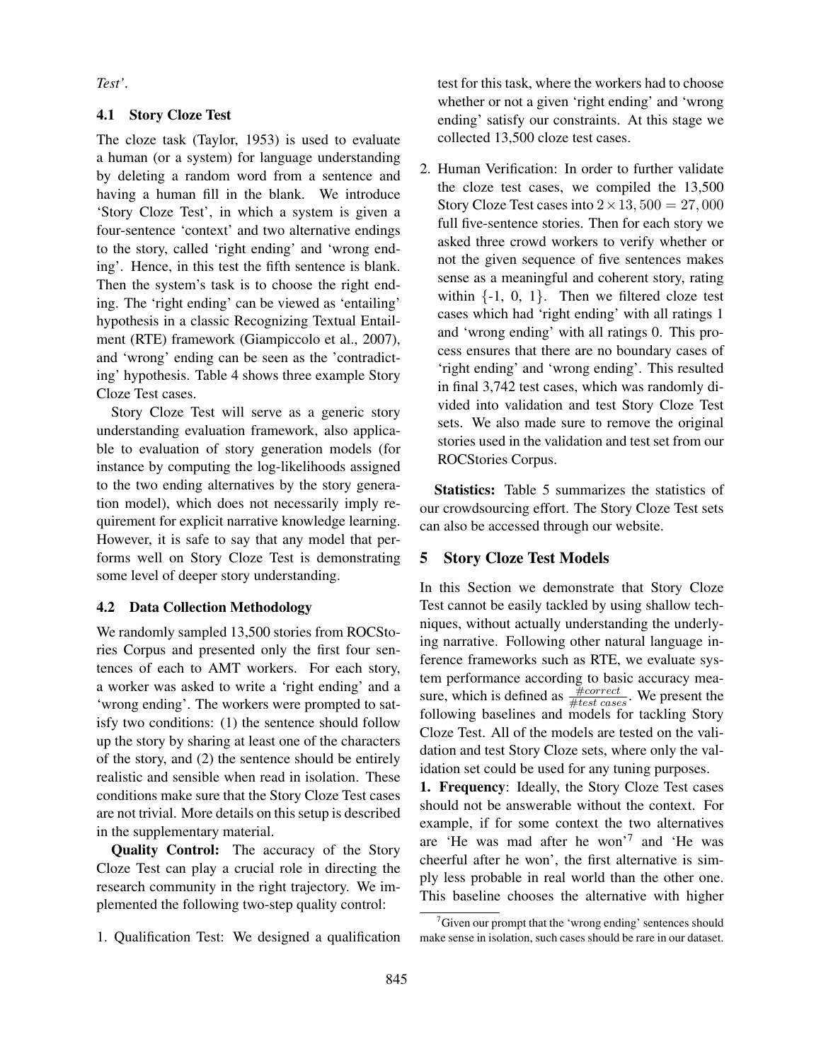*Test'*.

### 4.1 Story Cloze Test

The cloze task (Taylor, 1953) is used to evaluate a human (or a system) for language understanding by deleting a random word from a sentence and having a human fill in the blank. We introduce 'Story Cloze Test', in which a system is given a four-sentence 'context' and two alternative endings to the story, called 'right ending' and 'wrong ending'. Hence, in this test the fifth sentence is blank. Then the system's task is to choose the right ending. The 'right ending' can be viewed as 'entailing' hypothesis in a classic Recognizing Textual Entailment (RTE) framework (Giampiccolo et al., 2007), and 'wrong' ending can be seen as the 'contradicting' hypothesis. Table 4 shows three example Story Cloze Test cases.

Story Cloze Test will serve as a generic story understanding evaluation framework, also applicable to evaluation of story generation models (for instance by computing the log-likelihoods assigned to the two ending alternatives by the story generation model), which does not necessarily imply requirement for explicit narrative knowledge learning. However, it is safe to say that any model that performs well on Story Cloze Test is demonstrating some level of deeper story understanding.

### 4.2 Data Collection Methodology

We randomly sampled 13,500 stories from ROCStories Corpus and presented only the first four sentences of each to AMT workers. For each story, a worker was asked to write a 'right ending' and a 'wrong ending'. The workers were prompted to satisfy two conditions: (1) the sentence should follow up the story by sharing at least one of the characters of the story, and (2) the sentence should be entirely realistic and sensible when read in isolation. These conditions make sure that the Story Cloze Test cases are not trivial. More details on this setup is described in the supplementary material.

**Quality Control:** The accuracy of the Story Cloze Test can play a crucial role in directing the research community in the right trajectory. We implemented the following two-step quality control:

1. Qualification Test: We designed a qualification test for this task, where the workers had to choose whether or not a given 'right ending' and 'wrong ending' satisfy our constraints. At this stage we collected 13,500 cloze test cases.

2. Human Verification: In order to further validate the cloze test cases, we compiled the 13,500 Story Cloze Test cases into $2 \times 13,500 = 27,000$ full five-sentence stories. Then for each story we asked three crowd workers to verify whether or not the given sequence of five sentences makes sense as a meaningful and coherent story, rating within $\{-1, 0, 1\}$. Then we filtered cloze test cases which had 'right ending' with all ratings 1 and 'wrong ending' with all ratings 0. This process ensures that there are no boundary cases of 'right ending' and 'wrong ending'. This resulted in final 3,742 test cases, which was randomly divided into validation and test Story Cloze Test sets. We also made sure to remove the original stories used in the validation and test set from our ROCStories Corpus.

**Statistics:** Table 5 summarizes the statistics of our crowdsourcing effort. The Story Cloze Test sets can also be accessed through our website.

## 5 Story Cloze Test Models

In this Section we demonstrate that Story Cloze Test cannot be easily tackled by using shallow techniques, without actually understanding the underlying narrative. Following other natural language inference frameworks such as RTE, we evaluate system performance according to basic accuracy measure, which is defined as $\frac{\#correct}{\#test\ cases}$. We present the following baselines and models for tackling Story Cloze Test. All of the models are tested on the validation and test Story Cloze sets, where only the validation set could be used for any tuning purposes.

**1. Frequency**: Ideally, the Story Cloze Test cases should not be answerable without the context. For example, if for some context the two alternatives are 'He was mad after he won'[7] and 'He was cheerful after he won', the first alternative is simply less probable in real world than the other one. This baseline chooses the alternative with higher

[7] Given our prompt that the 'wrong ending' sentences should make sense in isolation, such cases should be rare in our dataset.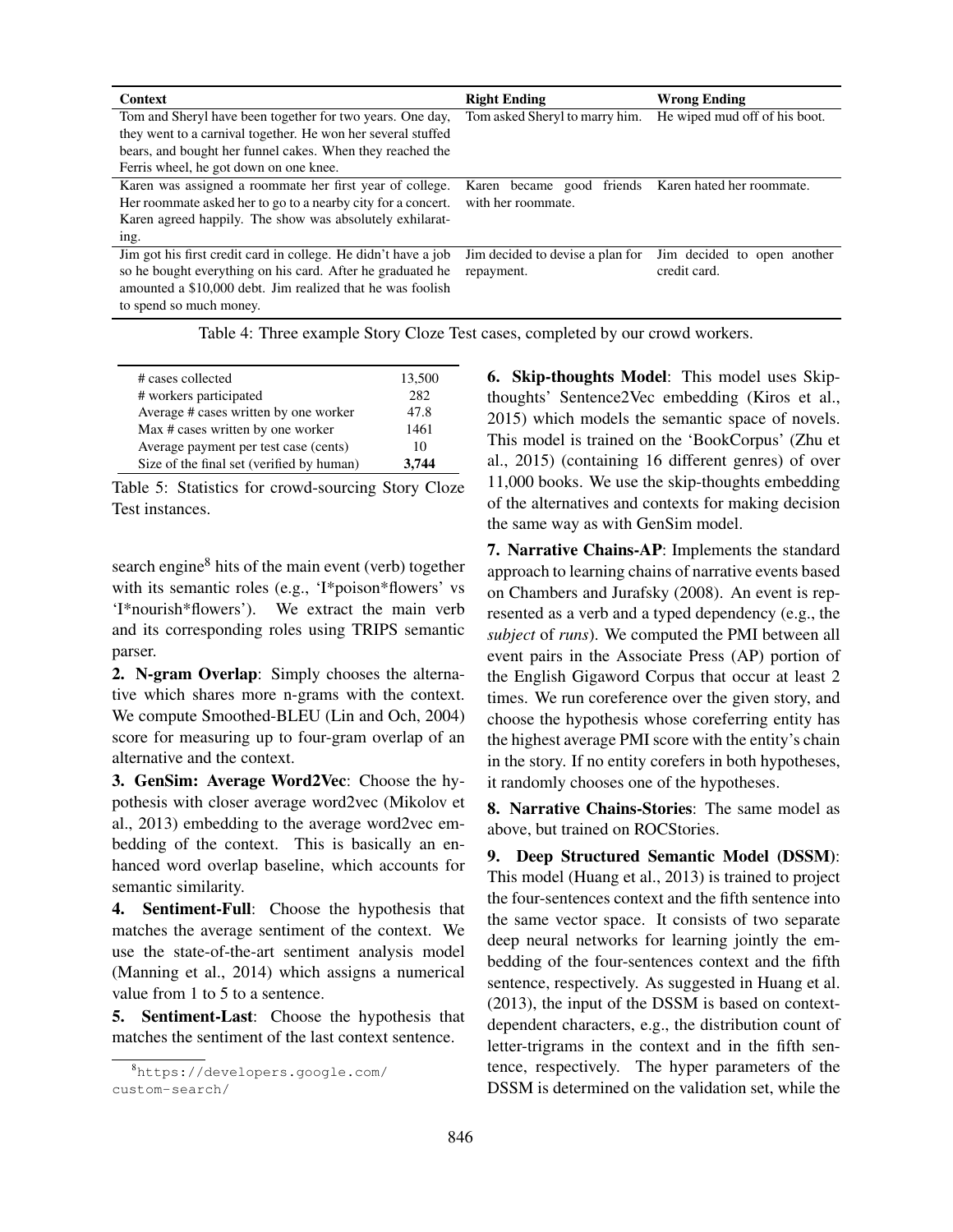| Context | Right Ending | Wrong Ending |
|---|---|---|
| Tom and Sheryl have been together for two years. One day, they went to a carnival together. He won her several stuffed bears, and bought her funnel cakes. When they reached the Ferris wheel, he got down on one knee. | Tom asked Sheryl to marry him. | He wiped mud off of his boot. |
| Karen was assigned a roommate her first year of college. Her roommate asked her to go to a nearby city for a concert. Karen agreed happily. The show was absolutely exhilarating. | Karen became good friends with her roommate. | Karen hated her roommate. |
| Jim got his first credit card in college. He didn't have a job so he bought everything on his card. After he graduated he amounted a $10,000 debt. Jim realized that he was foolish to spend so much money. | Jim decided to devise a plan for repayment. | Jim decided to open another credit card. |

Table 4: Three example Story Cloze Test cases, completed by our crowd workers.

| | |
|---|---|
| # cases collected | 13,500 |
| # workers participated | 282 |
| Average # cases written by one worker | 47.8 |
| Max # cases written by one worker | 1461 |
| Average payment per test case (cents) | 10 |
| Size of the final set (verified by human) | **3,744** |

Table 5: Statistics for crowd-sourcing Story Cloze Test instances.

search engine[8] hits of the main event (verb) together with its semantic roles (e.g., 'I*poison*flowers' vs 'I*nourish*flowers'). We extract the main verb and its corresponding roles using TRIPS semantic parser.

**2. N-gram Overlap**: Simply chooses the alternative which shares more n-grams with the context. We compute Smoothed-BLEU (Lin and Och, 2004) score for measuring up to four-gram overlap of an alternative and the context.

**3. GenSim: Average Word2Vec**: Choose the hypothesis with closer average word2vec (Mikolov et al., 2013) embedding to the average word2vec embedding of the context. This is basically an enhanced word overlap baseline, which accounts for semantic similarity.

**4. Sentiment-Full**: Choose the hypothesis that matches the average sentiment of the context. We use the state-of-the-art sentiment analysis model (Manning et al., 2014) which assigns a numerical value from 1 to 5 to a sentence.

**5. Sentiment-Last**: Choose the hypothesis that matches the sentiment of the last context sentence.

[8] https://developers.google.com/custom-search/

**6. Skip-thoughts Model**: This model uses Skip-thoughts' Sentence2Vec embedding (Kiros et al., 2015) which models the semantic space of novels. This model is trained on the 'BookCorpus' (Zhu et al., 2015) (containing 16 different genres) of over 11,000 books. We use the skip-thoughts embedding of the alternatives and contexts for making decision the same way as with GenSim model.

**7. Narrative Chains-AP**: Implements the standard approach to learning chains of narrative events based on Chambers and Jurafsky (2008). An event is represented as a verb and a typed dependency (e.g., the *subject* of *runs*). We computed the PMI between all event pairs in the Associate Press (AP) portion of the English Gigaword Corpus that occur at least 2 times. We run coreference over the given story, and choose the hypothesis whose coreferring entity has the highest average PMI score with the entity's chain in the story. If no entity corefers in both hypotheses, it randomly chooses one of the hypotheses.

**8. Narrative Chains-Stories**: The same model as above, but trained on ROCStories.

**9. Deep Structured Semantic Model (DSSM)**: This model (Huang et al., 2013) is trained to project the four-sentences context and the fifth sentence into the same vector space. It consists of two separate deep neural networks for learning jointly the embedding of the four-sentences context and the fifth sentence, respectively. As suggested in Huang et al. (2013), the input of the DSSM is based on context-dependent characters, e.g., the distribution count of letter-trigrams in the context and in the fifth sentence, respectively. The hyper parameters of the DSSM is determined on the validation set, while the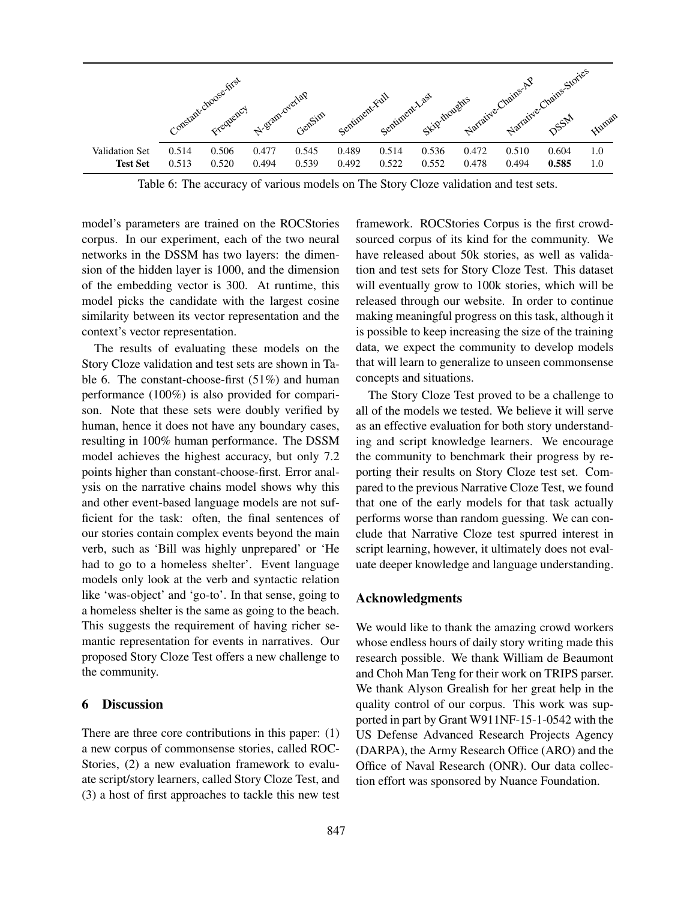| | Constant-choose-first | Frequency | N-gram-overlap | GenSim | Sentiment-Full | Sentiment-Last | Skip-thoughts | Narrative-Chains-AP | Narrative-Chains-Stories | DSSM | Human |
|---|---|---|---|---|---|---|---|---|---|---|---|
| Validation Set | 0.514 | 0.506 | 0.477 | 0.545 | 0.489 | 0.514 | 0.536 | 0.472 | 0.510 | 0.604 | 1.0 |
| **Test Set** | 0.513 | 0.520 | 0.494 | 0.539 | 0.492 | 0.522 | 0.552 | 0.478 | 0.494 | **0.585** | 1.0 |

Table 6: The accuracy of various models on The Story Cloze validation and test sets.

model's parameters are trained on the ROCStories corpus. In our experiment, each of the two neural networks in the DSSM has two layers: the dimension of the hidden layer is 1000, and the dimension of the embedding vector is 300. At runtime, this model picks the candidate with the largest cosine similarity between its vector representation and the context's vector representation.

The results of evaluating these models on the Story Cloze validation and test sets are shown in Table 6. The constant-choose-first (51%) and human performance (100%) is also provided for comparison. Note that these sets were doubly verified by human, hence it does not have any boundary cases, resulting in 100% human performance. The DSSM model achieves the highest accuracy, but only 7.2 points higher than constant-choose-first. Error analysis on the narrative chains model shows why this and other event-based language models are not sufficient for the task: often, the final sentences of our stories contain complex events beyond the main verb, such as 'Bill was highly unprepared' or 'He had to go to a homeless shelter'. Event language models only look at the verb and syntactic relation like 'was-object' and 'go-to'. In that sense, going to a homeless shelter is the same as going to the beach. This suggests the requirement of having richer semantic representation for events in narratives. Our proposed Story Cloze Test offers a new challenge to the community.

## 6 Discussion

There are three core contributions in this paper: (1) a new corpus of commonsense stories, called ROCStories, (2) a new evaluation framework to evaluate script/story learners, called Story Cloze Test, and (3) a host of first approaches to tackle this new test framework. ROCStories Corpus is the first crowdsourced corpus of its kind for the community. We have released about 50k stories, as well as validation and test sets for Story Cloze Test. This dataset will eventually grow to 100k stories, which will be released through our website. In order to continue making meaningful progress on this task, although it is possible to keep increasing the size of the training data, we expect the community to develop models that will learn to generalize to unseen commonsense concepts and situations.

The Story Cloze Test proved to be a challenge to all of the models we tested. We believe it will serve as an effective evaluation for both story understanding and script knowledge learners. We encourage the community to benchmark their progress by reporting their results on Story Cloze test set. Compared to the previous Narrative Cloze Test, we found that one of the early models for that task actually performs worse than random guessing. We can conclude that Narrative Cloze test spurred interest in script learning, however, it ultimately does not evaluate deeper knowledge and language understanding.

## Acknowledgments

We would like to thank the amazing crowd workers whose endless hours of daily story writing made this research possible. We thank William de Beaumont and Choh Man Teng for their work on TRIPS parser. We thank Alyson Grealish for her great help in the quality control of our corpus. This work was supported in part by Grant W911NF-15-1-0542 with the US Defense Advanced Research Projects Agency (DARPA), the Army Research Office (ARO) and the Office of Naval Research (ONR). Our data collection effort was sponsored by Nuance Foundation.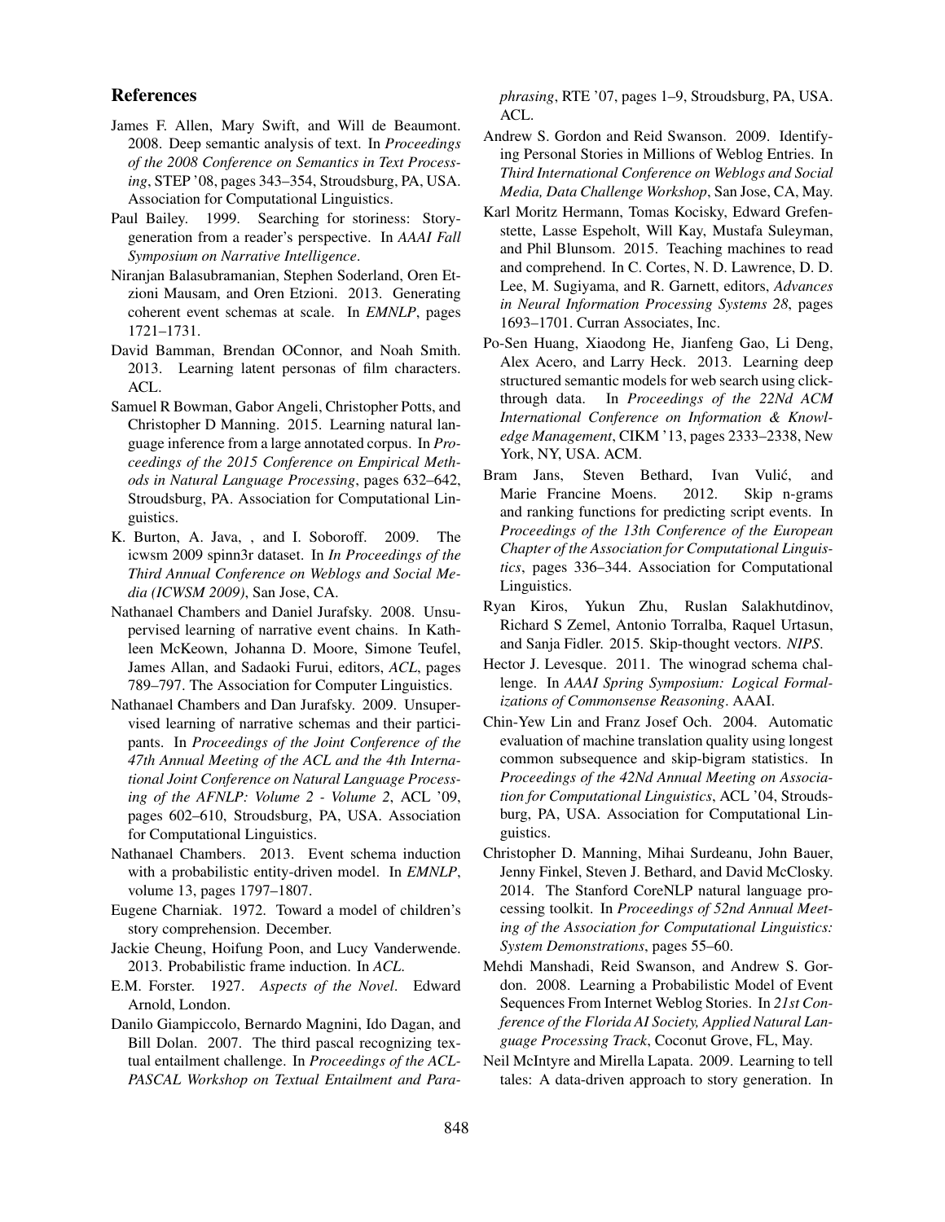## References

James F. Allen, Mary Swift, and Will de Beaumont. 2008. Deep semantic analysis of text. In *Proceedings of the 2008 Conference on Semantics in Text Processing*, STEP '08, pages 343–354, Stroudsburg, PA, USA. Association for Computational Linguistics.

Paul Bailey. 1999. Searching for storiness: Story-generation from a reader's perspective. In *AAAI Fall Symposium on Narrative Intelligence*.

Niranjan Balasubramanian, Stephen Soderland, Oren Etzioni Mausam, and Oren Etzioni. 2013. Generating coherent event schemas at scale. In *EMNLP*, pages 1721–1731.

David Bamman, Brendan OConnor, and Noah Smith. 2013. Learning latent personas of film characters. ACL.

Samuel R Bowman, Gabor Angeli, Christopher Potts, and Christopher D Manning. 2015. Learning natural language inference from a large annotated corpus. In *Proceedings of the 2015 Conference on Empirical Methods in Natural Language Processing*, pages 632–642, Stroudsburg, PA. Association for Computational Linguistics.

K. Burton, A. Java, , and I. Soboroff. 2009. The icwsm 2009 spinn3r dataset. In *In Proceedings of the Third Annual Conference on Weblogs and Social Media (ICWSM 2009)*, San Jose, CA.

Nathanael Chambers and Daniel Jurafsky. 2008. Unsupervised learning of narrative event chains. In Kathleen McKeown, Johanna D. Moore, Simone Teufel, James Allan, and Sadaoki Furui, editors, *ACL*, pages 789–797. The Association for Computer Linguistics.

Nathanael Chambers and Dan Jurafsky. 2009. Unsupervised learning of narrative schemas and their participants. In *Proceedings of the Joint Conference of the 47th Annual Meeting of the ACL and the 4th International Joint Conference on Natural Language Processing of the AFNLP: Volume 2 - Volume 2*, ACL '09, pages 602–610, Stroudsburg, PA, USA. Association for Computational Linguistics.

Nathanael Chambers. 2013. Event schema induction with a probabilistic entity-driven model. In *EMNLP*, volume 13, pages 1797–1807.

Eugene Charniak. 1972. Toward a model of children's story comprehension. December.

Jackie Cheung, Hoifung Poon, and Lucy Vanderwende. 2013. Probabilistic frame induction. In *ACL*.

E.M. Forster. 1927. *Aspects of the Novel*. Edward Arnold, London.

Danilo Giampiccolo, Bernardo Magnini, Ido Dagan, and Bill Dolan. 2007. The third pascal recognizing textual entailment challenge. In *Proceedings of the ACL-PASCAL Workshop on Textual Entailment and Paraphrasing*, RTE '07, pages 1–9, Stroudsburg, PA, USA. ACL.

Andrew S. Gordon and Reid Swanson. 2009. Identifying Personal Stories in Millions of Weblog Entries. In *Third International Conference on Weblogs and Social Media, Data Challenge Workshop*, San Jose, CA, May.

Karl Moritz Hermann, Tomas Kocisky, Edward Grefenstette, Lasse Espeholt, Will Kay, Mustafa Suleyman, and Phil Blunsom. 2015. Teaching machines to read and comprehend. In C. Cortes, N. D. Lawrence, D. D. Lee, M. Sugiyama, and R. Garnett, editors, *Advances in Neural Information Processing Systems 28*, pages 1693–1701. Curran Associates, Inc.

Po-Sen Huang, Xiaodong He, Jianfeng Gao, Li Deng, Alex Acero, and Larry Heck. 2013. Learning deep structured semantic models for web search using clickthrough data. In *Proceedings of the 22Nd ACM International Conference on Information & Knowledge Management*, CIKM '13, pages 2333–2338, New York, NY, USA. ACM.

Bram Jans, Steven Bethard, Ivan Vulić, and Marie Francine Moens. 2012. Skip n-grams and ranking functions for predicting script events. In *Proceedings of the 13th Conference of the European Chapter of the Association for Computational Linguistics*, pages 336–344. Association for Computational Linguistics.

Ryan Kiros, Yukun Zhu, Ruslan Salakhutdinov, Richard S Zemel, Antonio Torralba, Raquel Urtasun, and Sanja Fidler. 2015. Skip-thought vectors. *NIPS*.

Hector J. Levesque. 2011. The winograd schema challenge. In *AAAI Spring Symposium: Logical Formalizations of Commonsense Reasoning*. AAAI.

Chin-Yew Lin and Franz Josef Och. 2004. Automatic evaluation of machine translation quality using longest common subsequence and skip-bigram statistics. In *Proceedings of the 42Nd Annual Meeting on Association for Computational Linguistics*, ACL '04, Stroudsburg, PA, USA. Association for Computational Linguistics.

Christopher D. Manning, Mihai Surdeanu, John Bauer, Jenny Finkel, Steven J. Bethard, and David McClosky. 2014. The Stanford CoreNLP natural language processing toolkit. In *Proceedings of 52nd Annual Meeting of the Association for Computational Linguistics: System Demonstrations*, pages 55–60.

Mehdi Manshadi, Reid Swanson, and Andrew S. Gordon. 2008. Learning a Probabilistic Model of Event Sequences From Internet Weblog Stories. In *21st Conference of the Florida AI Society, Applied Natural Language Processing Track*, Coconut Grove, FL, May.

Neil McIntyre and Mirella Lapata. 2009. Learning to tell tales: A data-driven approach to story generation. In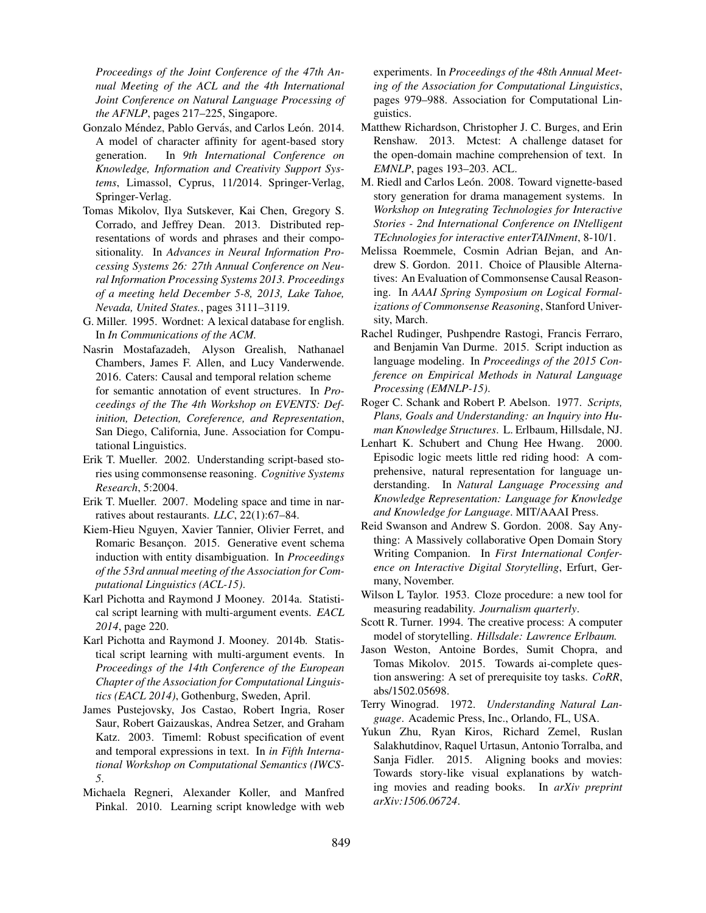*Proceedings of the Joint Conference of the 47th Annual Meeting of the ACL and the 4th International Joint Conference on Natural Language Processing of the AFNLP*, pages 217–225, Singapore.

Gonzalo Méndez, Pablo Gervás, and Carlos León. 2014. A model of character affinity for agent-based story generation. In *9th International Conference on Knowledge, Information and Creativity Support Systems*, Limassol, Cyprus, 11/2014. Springer-Verlag, Springer-Verlag.

Tomas Mikolov, Ilya Sutskever, Kai Chen, Gregory S. Corrado, and Jeffrey Dean. 2013. Distributed representations of words and phrases and their compositionality. In *Advances in Neural Information Processing Systems 26: 27th Annual Conference on Neural Information Processing Systems 2013. Proceedings of a meeting held December 5-8, 2013, Lake Tahoe, Nevada, United States.*, pages 3111–3119.

G. Miller. 1995. Wordnet: A lexical database for english. In *In Communications of the ACM*.

Nasrin Mostafazadeh, Alyson Grealish, Nathanael Chambers, James F. Allen, and Lucy Vanderwende. 2016. Caters: Causal and temporal relation scheme for semantic annotation of event structures. In *Proceedings of the The 4th Workshop on EVENTS: Definition, Detection, Coreference, and Representation*, San Diego, California, June. Association for Computational Linguistics.

Erik T. Mueller. 2002. Understanding script-based stories using commonsense reasoning. *Cognitive Systems Research*, 5:2004.

Erik T. Mueller. 2007. Modeling space and time in narratives about restaurants. *LLC*, 22(1):67–84.

Kiem-Hieu Nguyen, Xavier Tannier, Olivier Ferret, and Romaric Besançon. 2015. Generative event schema induction with entity disambiguation. In *Proceedings of the 53rd annual meeting of the Association for Computational Linguistics (ACL-15)*.

Karl Pichotta and Raymond J Mooney. 2014a. Statistical script learning with multi-argument events. *EACL 2014*, page 220.

Karl Pichotta and Raymond J. Mooney. 2014b. Statistical script learning with multi-argument events. In *Proceedings of the 14th Conference of the European Chapter of the Association for Computational Linguistics (EACL 2014)*, Gothenburg, Sweden, April.

James Pustejovsky, Jos Castao, Robert Ingria, Roser Saur, Robert Gaizauskas, Andrea Setzer, and Graham Katz. 2003. Timeml: Robust specification of event and temporal expressions in text. In *in Fifth International Workshop on Computational Semantics (IWCS-5*.

Michaela Regneri, Alexander Koller, and Manfred Pinkal. 2010. Learning script knowledge with web experiments. In *Proceedings of the 48th Annual Meeting of the Association for Computational Linguistics*, pages 979–988. Association for Computational Linguistics.

Matthew Richardson, Christopher J. C. Burges, and Erin Renshaw. 2013. Mctest: A challenge dataset for the open-domain machine comprehension of text. In *EMNLP*, pages 193–203. ACL.

M. Riedl and Carlos León. 2008. Toward vignette-based story generation for drama management systems. In *Workshop on Integrating Technologies for Interactive Stories - 2nd International Conference on INtelligent TEchnologies for interactive enterTAINment*, 8-10/1.

Melissa Roemmele, Cosmin Adrian Bejan, and Andrew S. Gordon. 2011. Choice of Plausible Alternatives: An Evaluation of Commonsense Causal Reasoning. In *AAAI Spring Symposium on Logical Formalizations of Commonsense Reasoning*, Stanford University, March.

Rachel Rudinger, Pushpendre Rastogi, Francis Ferraro, and Benjamin Van Durme. 2015. Script induction as language modeling. In *Proceedings of the 2015 Conference on Empirical Methods in Natural Language Processing (EMNLP-15)*.

Roger C. Schank and Robert P. Abelson. 1977. *Scripts, Plans, Goals and Understanding: an Inquiry into Human Knowledge Structures*. L. Erlbaum, Hillsdale, NJ.

Lenhart K. Schubert and Chung Hee Hwang. 2000. Episodic logic meets little red riding hood: A comprehensive, natural representation for language understanding. In *Natural Language Processing and Knowledge Representation: Language for Knowledge and Knowledge for Language*. MIT/AAAI Press.

Reid Swanson and Andrew S. Gordon. 2008. Say Anything: A Massively collaborative Open Domain Story Writing Companion. In *First International Conference on Interactive Digital Storytelling*, Erfurt, Germany, November.

Wilson L Taylor. 1953. Cloze procedure: a new tool for measuring readability. *Journalism quarterly*.

Scott R. Turner. 1994. The creative process: A computer model of storytelling. *Hillsdale: Lawrence Erlbaum.*

Jason Weston, Antoine Bordes, Sumit Chopra, and Tomas Mikolov. 2015. Towards ai-complete question answering: A set of prerequisite toy tasks. *CoRR*, abs/1502.05698.

Terry Winograd. 1972. *Understanding Natural Language*. Academic Press, Inc., Orlando, FL, USA.

Yukun Zhu, Ryan Kiros, Richard Zemel, Ruslan Salakhutdinov, Raquel Urtasun, Antonio Torralba, and Sanja Fidler. 2015. Aligning books and movies: Towards story-like visual explanations by watching movies and reading books. In *arXiv preprint arXiv:1506.06724*.